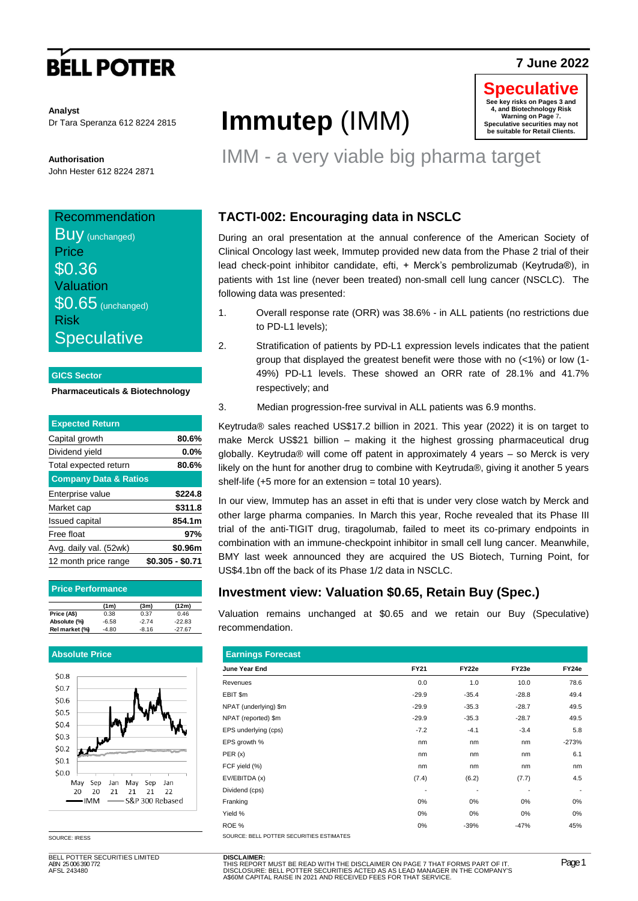# BELL POTTER

7 June 2022

**Speculative**
See key risks on Pages 3 and 4, and Biotechnology Risk Warning on Page 7. Speculative securities may not be suitable for Retail Clients.

**Analyst**
Dr Tara Speranza 612 8224 2815

**Authorisation**
John Hester 612 8224 2871

# Immutep (IMM)

## IMM - a very viable big pharma target

Recommendation
Buy (unchanged)
Price
$0.36
Valuation
$0.65 (unchanged)
Risk
Speculative

**GICS Sector**

**Pharmaceuticals & Biotechnology**

| Expected Return | |
|---|---|
| Capital growth | **80.6%** |
| Dividend yield | **0.0%** |
| Total expected return | **80.6%** |
| **Company Data & Ratios** | |
| Enterprise value | **$224.8** |
| Market cap | **$311.8** |
| Issued capital | **854.1m** |
| Free float | **97%** |
| Avg. daily val. (52wk) | **$0.96m** |
| 12 month price range | **$0.305 - $0.71** |

**Price Performance**

| | (1m) | (3m) | (12m) |
|---|---|---|---|
| Price (A$) | 0.38 | 0.37 | 0.46 |
| Absolute (%) | -6.58 | -2.74 | -22.83 |
| Rel market (%) | -4.80 | -8.16 | -27.67 |

**Absolute Price**

SOURCE: IRESS

## TACTI-002: Encouraging data in NSCLC

During an oral presentation at the annual conference of the American Society of Clinical Oncology last week, Immutep provided new data from the Phase 2 trial of their lead check-point inhibitor candidate, efti, + Merck's pembrolizumab (Keytruda®), in patients with 1st line (never been treated) non-small cell lung cancer (NSCLC). The following data was presented:

1. Overall response rate (ORR) was 38.6% - in ALL patients (no restrictions due to PD-L1 levels);
2. Stratification of patients by PD-L1 expression levels indicates that the patient group that displayed the greatest benefit were those with no (<1%) or low (1-49%) PD-L1 levels. These showed an ORR rate of 28.1% and 41.7% respectively; and
3. Median progression-free survival in ALL patients was 6.9 months.

Keytruda® sales reached US$17.2 billion in 2021. This year (2022) it is on target to make Merck US$21 billion – making it the highest grossing pharmaceutical drug globally. Keytruda® will come off patent in approximately 4 years – so Merck is very likely on the hunt for another drug to combine with Keytruda®, giving it another 5 years shelf-life (+5 more for an extension = total 10 years).

In our view, Immutep has an asset in efti that is under very close watch by Merck and other large pharma companies. In March this year, Roche revealed that its Phase III trial of the anti-TIGIT drug, tiragolumab, failed to meet its co-primary endpoints in combination with an immune-checkpoint inhibitor in small cell lung cancer. Meanwhile, BMY last week announced they are acquired the US Biotech, Turning Point, for US$4.1bn off the back of its Phase 1/2 data in NSCLC.

## Investment view: Valuation $0.65, Retain Buy (Spec.)

Valuation remains unchanged at $0.65 and we retain our Buy (Speculative) recommendation.

**Earnings Forecast**

| June Year End | FY21 | FY22e | FY23e | FY24e |
|---|---|---|---|---|
| Revenues | 0.0 | 1.0 | 10.0 | 78.6 |
| EBIT $m | -29.9 | -35.4 | -28.8 | 49.4 |
| NPAT (underlying) $m | -29.9 | -35.3 | -28.7 | 49.5 |
| NPAT (reported) $m | -29.9 | -35.3 | -28.7 | 49.5 |
| EPS underlying (cps) | -7.2 | -4.1 | -3.4 | 5.8 |
| EPS growth % | nm | nm | nm | -273% |
| PER (x) | nm | nm | nm | 6.1 |
| FCF yield (%) | nm | nm | nm | nm |
| EV/EBITDA (x) | (7.4) | (6.2) | (7.7) | 4.5 |
| Dividend (cps) | - | - | - | - |
| Franking | 0% | 0% | 0% | 0% |
| Yield % | 0% | 0% | 0% | 0% |
| ROE % | 0% | -39% | -47% | 45% |

SOURCE: BELL POTTER SECURITIES ESTIMATES

BELL POTTER SECURITIES LIMITED
ABN 25 006 390 772
AFSL 243480

**DISCLAIMER:**
THIS REPORT MUST BE READ WITH THE DISCLAIMER ON PAGE 7 THAT FORMS PART OF IT.
DISCLOSURE: BELL POTTER SECURITIES ACTED AS AS LEAD MANAGER IN THE COMPANY'S A$60M CAPITAL RAISE IN 2021 AND RECEIVED FEES FOR THAT SERVICE.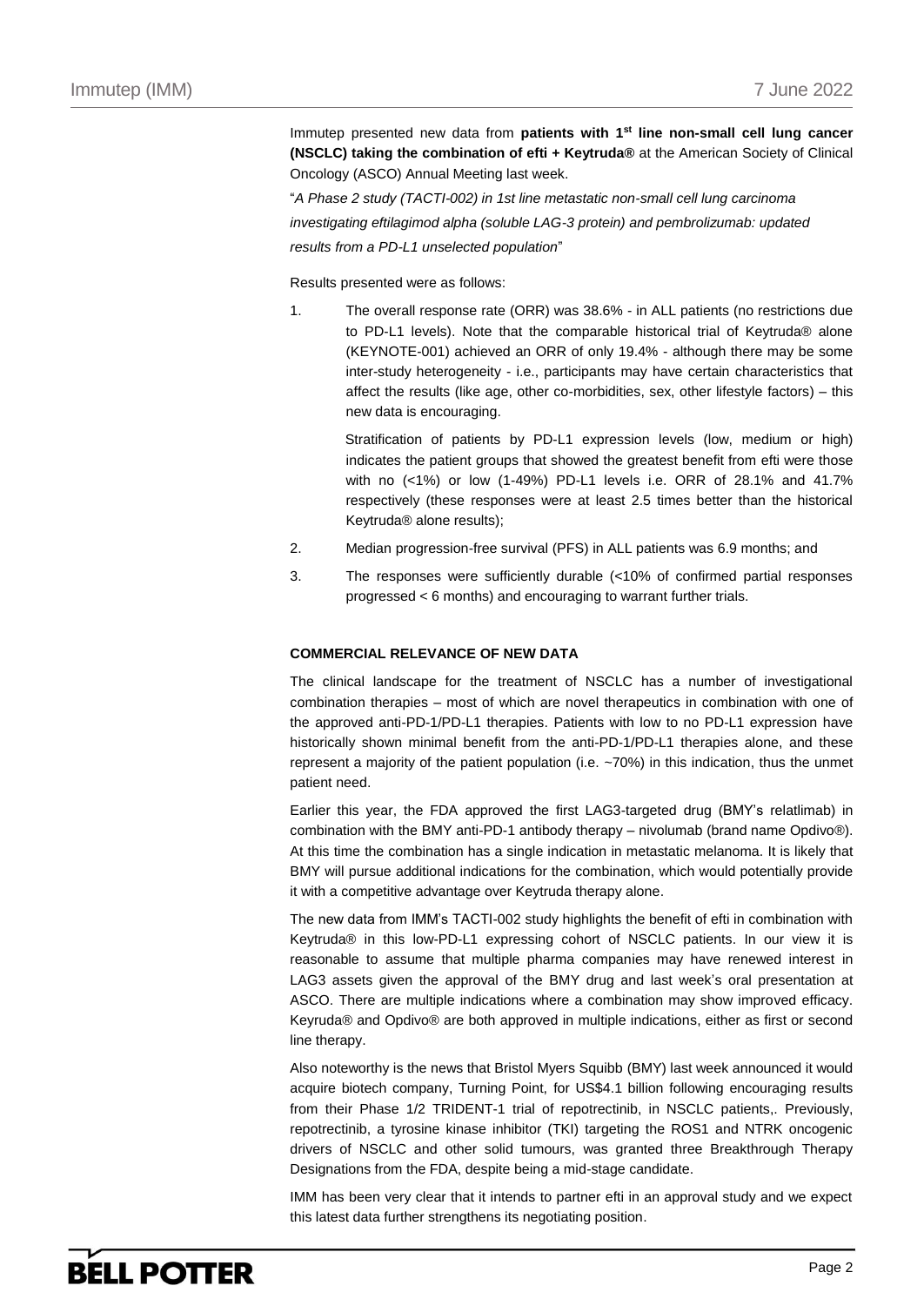Immutep presented new data from **patients with 1st line non-small cell lung cancer (NSCLC) taking the combination of efti + Keytruda®** at the American Society of Clinical Oncology (ASCO) Annual Meeting last week.

"*A Phase 2 study (TACTI-002) in 1st line metastatic non-small cell lung carcinoma investigating eftilagimod alpha (soluble LAG-3 protein) and pembrolizumab: updated results from a PD-L1 unselected population*"

Results presented were as follows:

1. The overall response rate (ORR) was 38.6% - in ALL patients (no restrictions due to PD-L1 levels). Note that the comparable historical trial of Keytruda® alone (KEYNOTE-001) achieved an ORR of only 19.4% - although there may be some inter-study heterogeneity - i.e., participants may have certain characteristics that affect the results (like age, other co-morbidities, sex, other lifestyle factors) – this new data is encouraging.

   Stratification of patients by PD-L1 expression levels (low, medium or high) indicates the patient groups that showed the greatest benefit from efti were those with no (<1%) or low (1-49%) PD-L1 levels i.e. ORR of 28.1% and 41.7% respectively (these responses were at least 2.5 times better than the historical Keytruda® alone results);

2. Median progression-free survival (PFS) in ALL patients was 6.9 months; and

3. The responses were sufficiently durable (<10% of confirmed partial responses progressed < 6 months) and encouraging to warrant further trials.

**COMMERCIAL RELEVANCE OF NEW DATA**

The clinical landscape for the treatment of NSCLC has a number of investigational combination therapies – most of which are novel therapeutics in combination with one of the approved anti-PD-1/PD-L1 therapies. Patients with low to no PD-L1 expression have historically shown minimal benefit from the anti-PD-1/PD-L1 therapies alone, and these represent a majority of the patient population (i.e. ~70%) in this indication, thus the unmet patient need.

Earlier this year, the FDA approved the first LAG3-targeted drug (BMY's relatlimab) in combination with the BMY anti-PD-1 antibody therapy – nivolumab (brand name Opdivo®). At this time the combination has a single indication in metastatic melanoma. It is likely that BMY will pursue additional indications for the combination, which would potentially provide it with a competitive advantage over Keytruda therapy alone.

The new data from IMM's TACTI-002 study highlights the benefit of efti in combination with Keytruda® in this low-PD-L1 expressing cohort of NSCLC patients. In our view it is reasonable to assume that multiple pharma companies may have renewed interest in LAG3 assets given the approval of the BMY drug and last week's oral presentation at ASCO. There are multiple indications where a combination may show improved efficacy. Keyruda® and Opdivo® are both approved in multiple indications, either as first or second line therapy.

Also noteworthy is the news that Bristol Myers Squibb (BMY) last week announced it would acquire biotech company, Turning Point, for US$4.1 billion following encouraging results from their Phase 1/2 TRIDENT-1 trial of repotrectinib, in NSCLC patients,. Previously, repotrectinib, a tyrosine kinase inhibitor (TKI) targeting the ROS1 and NTRK oncogenic drivers of NSCLC and other solid tumours, was granted three Breakthrough Therapy Designations from the FDA, despite being a mid-stage candidate.

IMM has been very clear that it intends to partner efti in an approval study and we expect this latest data further strengthens its negotiating position.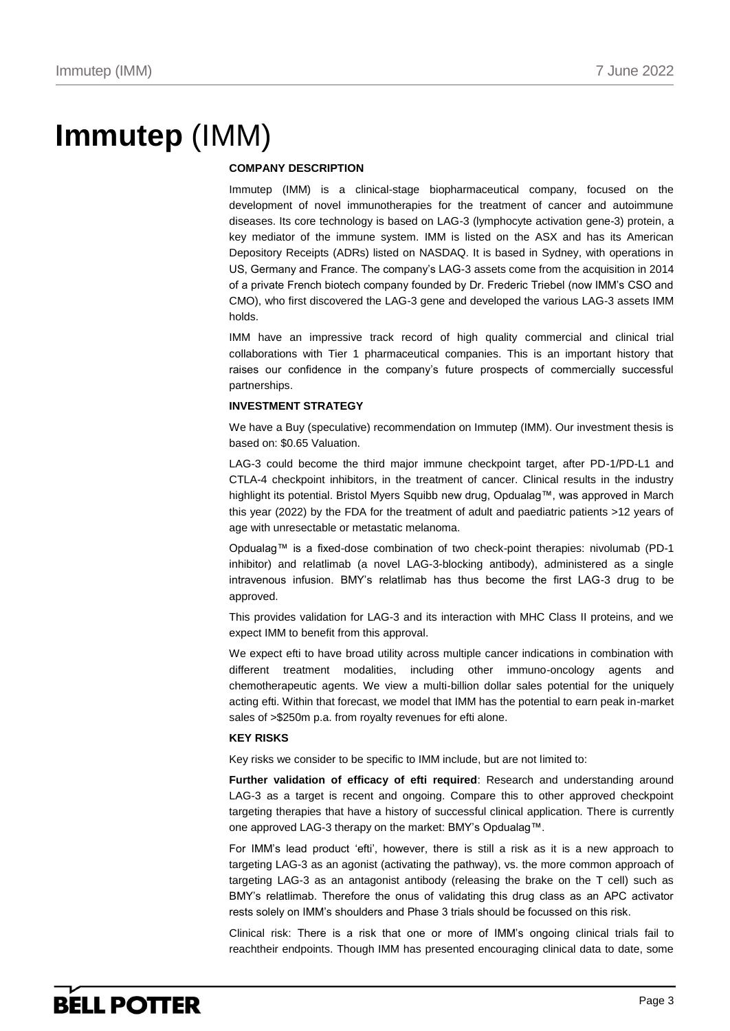# **Immutep** (IMM)

#### COMPANY DESCRIPTION

Immutep (IMM) is a clinical-stage biopharmaceutical company, focused on the development of novel immunotherapies for the treatment of cancer and autoimmune diseases. Its core technology is based on LAG-3 (lymphocyte activation gene-3) protein, a key mediator of the immune system. IMM is listed on the ASX and has its American Depository Receipts (ADRs) listed on NASDAQ. It is based in Sydney, with operations in US, Germany and France. The company's LAG-3 assets come from the acquisition in 2014 of a private French biotech company founded by Dr. Frederic Triebel (now IMM's CSO and CMO), who first discovered the LAG-3 gene and developed the various LAG-3 assets IMM holds.

IMM have an impressive track record of high quality commercial and clinical trial collaborations with Tier 1 pharmaceutical companies. This is an important history that raises our confidence in the company's future prospects of commercially successful partnerships.

#### INVESTMENT STRATEGY

We have a Buy (speculative) recommendation on Immutep (IMM). Our investment thesis is based on: $0.65 Valuation.

LAG-3 could become the third major immune checkpoint target, after PD-1/PD-L1 and CTLA-4 checkpoint inhibitors, in the treatment of cancer. Clinical results in the industry highlight its potential. Bristol Myers Squibb new drug, Opdualag™, was approved in March this year (2022) by the FDA for the treatment of adult and paediatric patients >12 years of age with unresectable or metastatic melanoma.

Opdualag™ is a fixed-dose combination of two check-point therapies: nivolumab (PD-1 inhibitor) and relatlimab (a novel LAG-3-blocking antibody), administered as a single intravenous infusion. BMY's relatlimab has thus become the first LAG-3 drug to be approved.

This provides validation for LAG-3 and its interaction with MHC Class II proteins, and we expect IMM to benefit from this approval.

We expect efti to have broad utility across multiple cancer indications in combination with different treatment modalities, including other immuno-oncology agents and chemotherapeutic agents. We view a multi-billion dollar sales potential for the uniquely acting efti. Within that forecast, we model that IMM has the potential to earn peak in-market sales of >$250m p.a. from royalty revenues for efti alone.

#### KEY RISKS

Key risks we consider to be specific to IMM include, but are not limited to:

**Further validation of efficacy of efti required**: Research and understanding around LAG-3 as a target is recent and ongoing. Compare this to other approved checkpoint targeting therapies that have a history of successful clinical application. There is currently one approved LAG-3 therapy on the market: BMY's Opdualag™.

For IMM's lead product 'efti', however, there is still a risk as it is a new approach to targeting LAG-3 as an agonist (activating the pathway), vs. the more common approach of targeting LAG-3 as an antagonist antibody (releasing the brake on the T cell) such as BMY's relatlimab. Therefore the onus of validating this drug class as an APC activator rests solely on IMM's shoulders and Phase 3 trials should be focussed on this risk.

Clinical risk: There is a risk that one or more of IMM's ongoing clinical trials fail to reachtheir endpoints. Though IMM has presented encouraging clinical data to date, some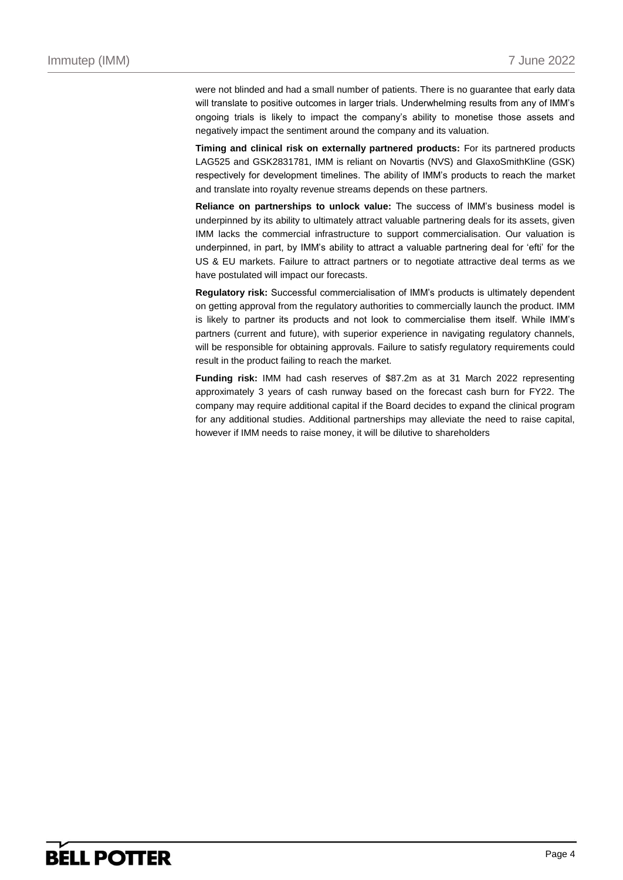were not blinded and had a small number of patients. There is no guarantee that early data will translate to positive outcomes in larger trials. Underwhelming results from any of IMM's ongoing trials is likely to impact the company's ability to monetise those assets and negatively impact the sentiment around the company and its valuation.

**Timing and clinical risk on externally partnered products:** For its partnered products LAG525 and GSK2831781, IMM is reliant on Novartis (NVS) and GlaxoSmithKline (GSK) respectively for development timelines. The ability of IMM's products to reach the market and translate into royalty revenue streams depends on these partners.

**Reliance on partnerships to unlock value:** The success of IMM's business model is underpinned by its ability to ultimately attract valuable partnering deals for its assets, given IMM lacks the commercial infrastructure to support commercialisation. Our valuation is underpinned, in part, by IMM's ability to attract a valuable partnering deal for 'efti' for the US & EU markets. Failure to attract partners or to negotiate attractive deal terms as we have postulated will impact our forecasts.

**Regulatory risk:** Successful commercialisation of IMM's products is ultimately dependent on getting approval from the regulatory authorities to commercially launch the product. IMM is likely to partner its products and not look to commercialise them itself. While IMM's partners (current and future), with superior experience in navigating regulatory channels, will be responsible for obtaining approvals. Failure to satisfy regulatory requirements could result in the product failing to reach the market.

**Funding risk:** IMM had cash reserves of $87.2m as at 31 March 2022 representing approximately 3 years of cash runway based on the forecast cash burn for FY22. The company may require additional capital if the Board decides to expand the clinical program for any additional studies. Additional partnerships may alleviate the need to raise capital, however if IMM needs to raise money, it will be dilutive to shareholders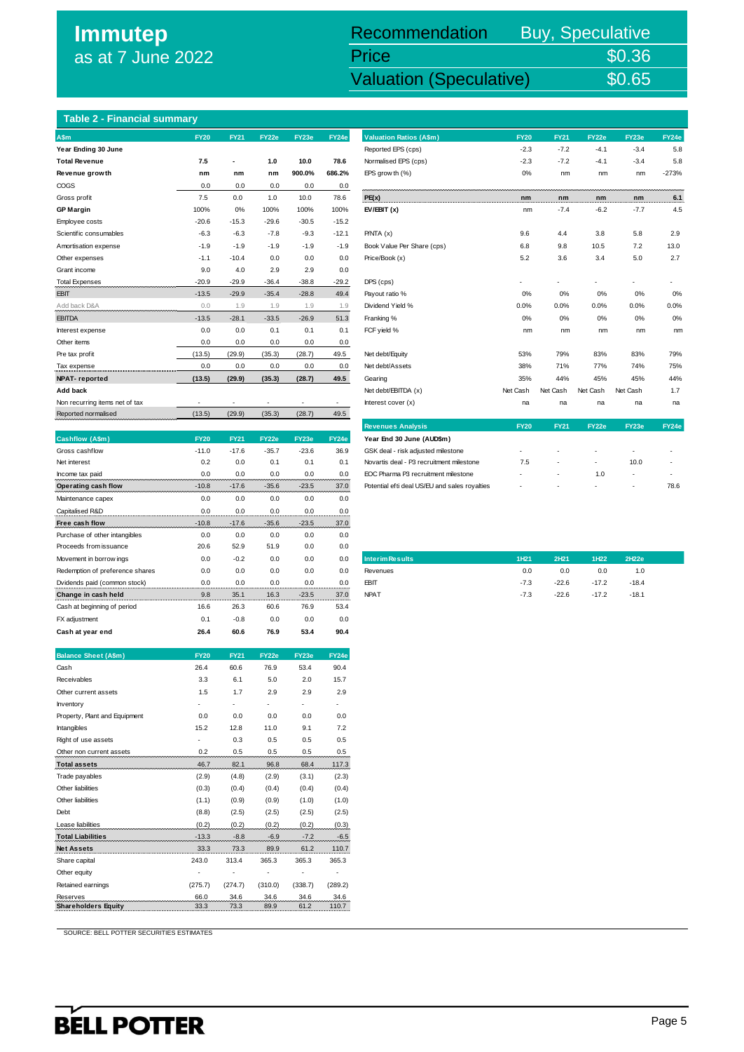# Immutep
as at 7 June 2022

| Recommendation | Buy, Speculative |
|---|---|
| Price | $0.36 |
| Valuation (Speculative) | $0.65 |

## Table 2 - Financial summary

| A$m | FY20 | FY21 | FY22e | FY23e | FY24e |
|---|---|---|---|---|---|
| **Year Ending 30 June** | | | | | |
| **Total Revenue** | **7.5** | **-** | **1.0** | **10.0** | **78.6** |
| **Revenue growth** | **nm** | **nm** | **nm** | **900.0%** | **686.2%** |
| COGS | 0.0 | 0.0 | 0.0 | 0.0 | 0.0 |
| Gross profit | 7.5 | 0.0 | 1.0 | 10.0 | 78.6 |
| **GP Margin** | 100% | 0% | 100% | 100% | 100% |
| Employee costs | -20.6 | -15.3 | -29.6 | -30.5 | -15.2 |
| Scientific consumables | -6.3 | -6.3 | -7.8 | -9.3 | -12.1 |
| Amortisation expense | -1.9 | -1.9 | -1.9 | -1.9 | -1.9 |
| Other expenses | -1.1 | -10.4 | 0.0 | 0.0 | 0.0 |
| Grant income | 9.0 | 4.0 | 2.9 | 2.9 | 0.0 |
| Total Expenses | -20.9 | -29.9 | -36.4 | -38.8 | -29.2 |
| EBIT | -13.5 | -29.9 | -35.4 | -28.8 | 49.4 |
| Add back D&A | 0.0 | 1.9 | 1.9 | 1.9 | 1.9 |
| EBITDA | -13.5 | -28.1 | -33.5 | -26.9 | 51.3 |
| Interest expense | 0.0 | 0.0 | 0.1 | 0.1 | 0.1 |
| Other items | 0.0 | 0.0 | 0.0 | 0.0 | 0.0 |
| Pre tax profit | (13.5) | (29.9) | (35.3) | (28.7) | 49.5 |
| Tax expense | 0.0 | 0.0 | 0.0 | 0.0 | 0.0 |
| **NPAT- reported** | **(13.5)** | **(29.9)** | **(35.3)** | **(28.7)** | **49.5** |
| **Add back** | | | | | |
| Non recurring items net of tax | - | - | - | - | - |
| Reported normalised | (13.5) | (29.9) | (35.3) | (28.7) | 49.5 |

| Cashflow (A$m) | FY20 | FY21 | FY22e | FY23e | FY24e |
|---|---|---|---|---|---|
| Gross cashflow | -11.0 | -17.6 | -35.7 | -23.6 | 36.9 |
| Net interest | 0.2 | 0.0 | 0.1 | 0.1 | 0.1 |
| Income tax paid | 0.0 | 0.0 | 0.0 | 0.0 | 0.0 |
| **Operating cash flow** | -10.8 | -17.6 | -35.6 | -23.5 | 37.0 |
| Maintenance capex | 0.0 | 0.0 | 0.0 | 0.0 | 0.0 |
| Capitalised R&D | 0.0 | 0.0 | 0.0 | 0.0 | 0.0 |
| **Free cash flow** | -10.8 | -17.6 | -35.6 | -23.5 | 37.0 |
| Purchase of other intangibles | 0.0 | 0.0 | 0.0 | 0.0 | 0.0 |
| Proceeds from issuance | 20.6 | 52.9 | 51.9 | 0.0 | 0.0 |
| Movement in borrowings | 0.0 | -0.2 | 0.0 | 0.0 | 0.0 |
| Redemption of preference shares | 0.0 | 0.0 | 0.0 | 0.0 | 0.0 |
| Dividends paid (common stock) | 0.0 | 0.0 | 0.0 | 0.0 | 0.0 |
| **Change in cash held** | 9.8 | 35.1 | 16.3 | -23.5 | 37.0 |
| Cash at beginning of period | 16.6 | 26.3 | 60.6 | 76.9 | 53.4 |
| FX adjustment | 0.1 | -0.8 | 0.0 | 0.0 | 0.0 |
| **Cash at year end** | **26.4** | **60.6** | **76.9** | **53.4** | **90.4** |

| Balance Sheet (A$m) | FY20 | FY21 | FY22e | FY23e | FY24e |
|---|---|---|---|---|---|
| Cash | 26.4 | 60.6 | 76.9 | 53.4 | 90.4 |
| Receivables | 3.3 | 6.1 | 5.0 | 2.0 | 15.7 |
| Other current assets | 1.5 | 1.7 | 2.9 | 2.9 | 2.9 |
| Inventory | - | - | - | - | - |
| Property, Plant and Equipment | 0.0 | 0.0 | 0.0 | 0.0 | 0.0 |
| Intangibles | 15.2 | 12.8 | 11.0 | 9.1 | 7.2 |
| Right of use assets | - | 0.3 | 0.5 | 0.5 | 0.5 |
| Other non current assets | 0.2 | 0.5 | 0.5 | 0.5 | 0.5 |
| **Total assets** | 46.7 | 82.1 | 96.8 | 68.4 | 117.3 |
| Trade payables | (2.9) | (4.8) | (2.9) | (3.1) | (2.3) |
| Other liabilities | (0.3) | (0.4) | (0.4) | (0.4) | (0.4) |
| Other liabilities | (1.1) | (0.9) | (0.9) | (1.0) | (1.0) |
| Debt | (8.8) | (2.5) | (2.5) | (2.5) | (2.5) |
| Lease liabilities | (0.2) | (0.2) | (0.2) | (0.2) | (0.3) |
| **Total Liabilities** | -13.3 | -8.8 | -6.9 | -7.2 | -6.5 |
| **Net Assets** | 33.3 | 73.3 | 89.9 | 61.2 | 110.7 |
| Share capital | 243.0 | 313.4 | 365.3 | 365.3 | 365.3 |
| Other equity | - | - | - | - | - |
| Retained earnings | (275.7) | (274.7) | (310.0) | (338.7) | (289.2) |
| Reserves | 66.0 | 34.6 | 34.6 | 34.6 | 34.6 |
| **Shareholders Equity** | 33.3 | 73.3 | 89.9 | 61.2 | 110.7 |

| Valuation Ratios (A$m) | FY20 | FY21 | FY22e | FY23e | FY24e |
|---|---|---|---|---|---|
| Reported EPS (cps) | -2.3 | -7.2 | -4.1 | -3.4 | 5.8 |
| Normalised EPS (cps) | -2.3 | -7.2 | -4.1 | -3.4 | 5.8 |
| EPS growth (%) | 0% | nm | nm | nm | -273% |
| **PE(x)** | **nm** | **nm** | **nm** | **nm** | **6.1** |
| **EV/EBIT (x)** | nm | -7.4 | -6.2 | -7.7 | 4.5 |
| P/NTA (x) | 9.6 | 4.4 | 3.8 | 5.8 | 2.9 |
| Book Value Per Share (cps) | 6.8 | 9.8 | 10.5 | 7.2 | 13.0 |
| Price/Book (x) | 5.2 | 3.6 | 3.4 | 5.0 | 2.7 |
| DPS (cps) | - | - | - | - | - |
| Payout ratio % | 0% | 0% | 0% | 0% | 0% |
| Dividend Yield % | 0.0% | 0.0% | 0.0% | 0.0% | 0.0% |
| Franking % | 0% | 0% | 0% | 0% | 0% |
| FCF yield % | nm | nm | nm | nm | nm |
| Net debt/Equity | 53% | 79% | 83% | 83% | 79% |
| Net debt/Assets | 38% | 71% | 77% | 74% | 75% |
| Gearing | 35% | 44% | 45% | 45% | 44% |
| Net debt/EBITDA (x) | Net Cash | Net Cash | Net Cash | Net Cash | 1.7 |
| Interest cover (x) | na | na | na | na | na |

| Revenues Analysis | FY20 | FY21 | FY22e | FY23e | FY24e |
|---|---|---|---|---|---|
| **Year End 30 June (AUD$m)** | | | | | |
| GSK deal - risk adjusted milestone | - | - | - | - | - |
| Novartis deal - P3 recruitment milestone | 7.5 | - | - | 10.0 | - |
| EOC Pharma P3 recruitment milestone | - | - | 1.0 | - | - |
| Potential efti deal US/EU and sales royalties | - | - | - | - | 78.6 |

| Interim Results | 1H21 | 2H21 | 1H22 | 2H22e |
|---|---|---|---|---|
| Revenues | 0.0 | 0.0 | 0.0 | 1.0 |
| EBIT | -7.3 | -22.6 | -17.2 | -18.4 |
| NPAT | -7.3 | -22.6 | -17.2 | -18.1 |

SOURCE: BELL POTTER SECURITIES ESTIMATES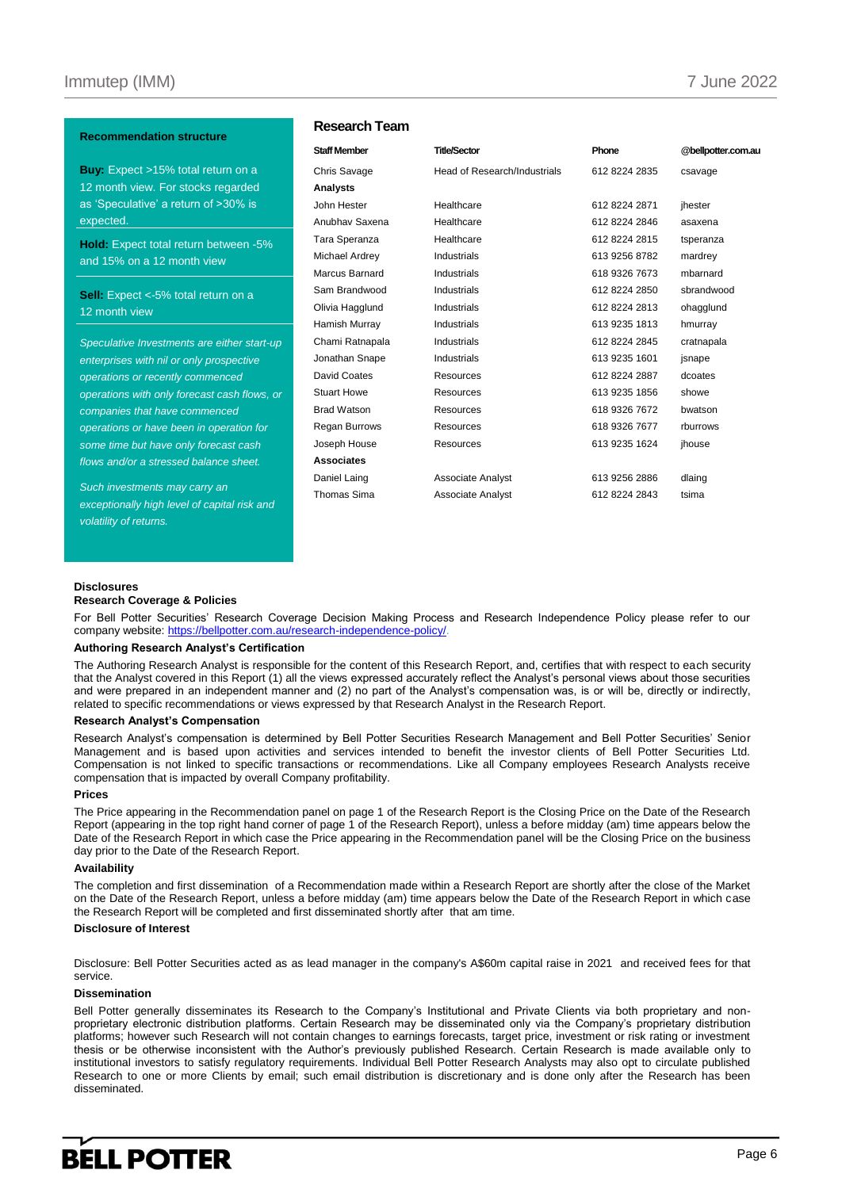### Recommendation structure

**Buy:** Expect >15% total return on a 12 month view. For stocks regarded as 'Speculative' a return of >30% is expected.

**Hold:** Expect total return between -5% and 15% on a 12 month view

**Sell:** Expect <-5% total return on a 12 month view

*Speculative Investments are either start-up enterprises with nil or only prospective operations or recently commenced operations with only forecast cash flows, or companies that have commenced operations or have been in operation for some time but have only forecast cash flows and/or a stressed balance sheet.*

*Such investments may carry an exceptionally high level of capital risk and volatility of returns.*

### Research Team

| Staff Member | Title/Sector | Phone | @bellpotter.com.au |
|---|---|---|---|
| Chris Savage | Head of Research/Industrials | 612 8224 2835 | csavage |
| **Analysts** | | | |
| John Hester | Healthcare | 612 8224 2871 | jhester |
| Anubhav Saxena | Healthcare | 612 8224 2846 | asaxena |
| Tara Speranza | Healthcare | 612 8224 2815 | tsperanza |
| Michael Ardrey | Industrials | 613 9256 8782 | mardrey |
| Marcus Barnard | Industrials | 618 9326 7673 | mbarnard |
| Sam Brandwood | Industrials | 612 8224 2850 | sbrandwood |
| Olivia Hagglund | Industrials | 612 8224 2813 | ohagglund |
| Hamish Murray | Industrials | 613 9235 1813 | hmurray |
| Chami Ratnapala | Industrials | 612 8224 2845 | cratnapala |
| Jonathan Snape | Industrials | 613 9235 1601 | jsnape |
| David Coates | Resources | 612 8224 2887 | dcoates |
| Stuart Howe | Resources | 613 9235 1856 | showe |
| Brad Watson | Resources | 618 9326 7672 | bwatson |
| Regan Burrows | Resources | 618 9326 7677 | rburrows |
| Joseph House | Resources | 613 9235 1624 | jhouse |
| **Associates** | | | |
| Daniel Laing | Associate Analyst | 613 9256 2886 | dlaing |
| Thomas Sima | Associate Analyst | 612 8224 2843 | tsima |

### Disclosures

#### Research Coverage & Policies

For Bell Potter Securities' Research Coverage Decision Making Process and Research Independence Policy please refer to our company website: https://bellpotter.com.au/research-independence-policy/.

#### Authoring Research Analyst's Certification

The Authoring Research Analyst is responsible for the content of this Research Report, and, certifies that with respect to each security that the Analyst covered in this Report (1) all the views expressed accurately reflect the Analyst's personal views about those securities and were prepared in an independent manner and (2) no part of the Analyst's compensation was, is or will be, directly or indirectly, related to specific recommendations or views expressed by that Research Analyst in the Research Report.

#### Research Analyst's Compensation

Research Analyst's compensation is determined by Bell Potter Securities Research Management and Bell Potter Securities' Senior Management and is based upon activities and services intended to benefit the investor clients of Bell Potter Securities Ltd. Compensation is not linked to specific transactions or recommendations. Like all Company employees Research Analysts receive compensation that is impacted by overall Company profitability.

#### Prices

The Price appearing in the Recommendation panel on page 1 of the Research Report is the Closing Price on the Date of the Research Report (appearing in the top right hand corner of page 1 of the Research Report), unless a before midday (am) time appears below the Date of the Research Report in which case the Price appearing in the Recommendation panel will be the Closing Price on the business day prior to the Date of the Research Report.

#### Availability

The completion and first dissemination of a Recommendation made within a Research Report are shortly after the close of the Market on the Date of the Research Report, unless a before midday (am) time appears below the Date of the Research Report in which case the Research Report will be completed and first disseminated shortly after that am time.

#### Disclosure of Interest

Disclosure: Bell Potter Securities acted as as lead manager in the company's A$60m capital raise in 2021 and received fees for that service.

#### Dissemination

Bell Potter generally disseminates its Research to the Company's Institutional and Private Clients via both proprietary and non-proprietary electronic distribution platforms. Certain Research may be disseminated only via the Company's proprietary distribution platforms; however such Research will not contain changes to earnings forecasts, target price, investment or risk rating or investment thesis or be otherwise inconsistent with the Author's previously published Research. Certain Research is made available only to institutional investors to satisfy regulatory requirements. Individual Bell Potter Research Analysts may also opt to circulate published Research to one or more Clients by email; such email distribution is discretionary and is done only after the Research has been disseminated.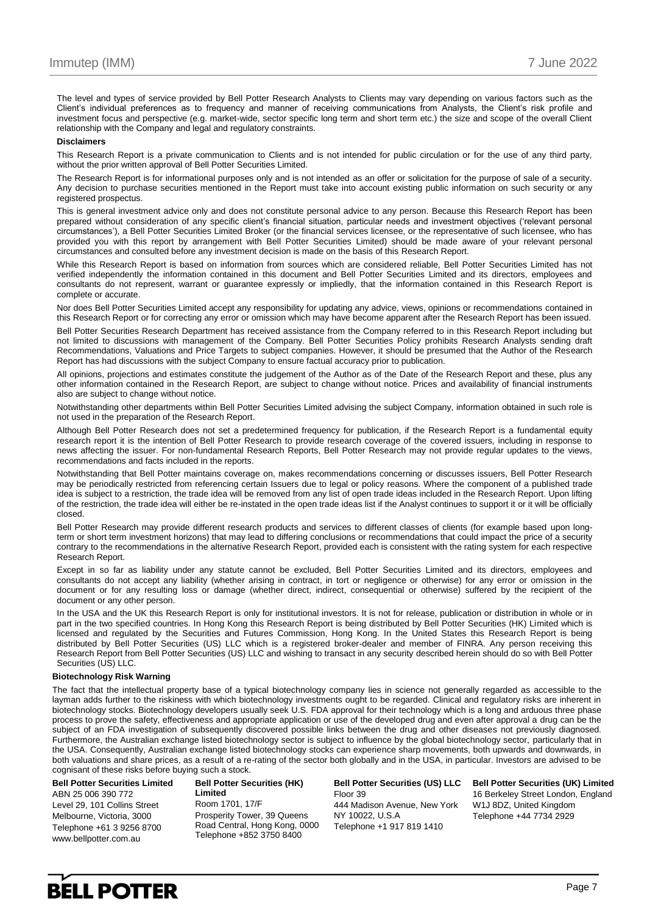The level and types of service provided by Bell Potter Research Analysts to Clients may vary depending on various factors such as the Client's individual preferences as to frequency and manner of receiving communications from Analysts, the Client's risk profile and investment focus and perspective (e.g. market-wide, sector specific long term and short term etc.) the size and scope of the overall Client relationship with the Company and legal and regulatory constraints.

**Disclaimers**

This Research Report is a private communication to Clients and is not intended for public circulation or for the use of any third party, without the prior written approval of Bell Potter Securities Limited.

The Research Report is for informational purposes only and is not intended as an offer or solicitation for the purpose of sale of a security. Any decision to purchase securities mentioned in the Report must take into account existing public information on such security or any registered prospectus.

This is general investment advice only and does not constitute personal advice to any person. Because this Research Report has been prepared without consideration of any specific client's financial situation, particular needs and investment objectives ('relevant personal circumstances'), a Bell Potter Securities Limited Broker (or the financial services licensee, or the representative of such licensee, who has provided you with this report by arrangement with Bell Potter Securities Limited) should be made aware of your relevant personal circumstances and consulted before any investment decision is made on the basis of this Research Report.

While this Research Report is based on information from sources which are considered reliable, Bell Potter Securities Limited has not verified independently the information contained in this document and Bell Potter Securities Limited and its directors, employees and consultants do not represent, warrant or guarantee expressly or impliedly, that the information contained in this Research Report is complete or accurate.

Nor does Bell Potter Securities Limited accept any responsibility for updating any advice, views, opinions or recommendations contained in this Research Report or for correcting any error or omission which may have become apparent after the Research Report has been issued.

Bell Potter Securities Research Department has received assistance from the Company referred to in this Research Report including but not limited to discussions with management of the Company. Bell Potter Securities Policy prohibits Research Analysts sending draft Recommendations, Valuations and Price Targets to subject companies. However, it should be presumed that the Author of the Research Report has had discussions with the subject Company to ensure factual accuracy prior to publication.

All opinions, projections and estimates constitute the judgement of the Author as of the Date of the Research Report and these, plus any other information contained in the Research Report, are subject to change without notice. Prices and availability of financial instruments also are subject to change without notice.

Notwithstanding other departments within Bell Potter Securities Limited advising the subject Company, information obtained in such role is not used in the preparation of the Research Report.

Although Bell Potter Research does not set a predetermined frequency for publication, if the Research Report is a fundamental equity research report it is the intention of Bell Potter Research to provide research coverage of the covered issuers, including in response to news affecting the issuer. For non-fundamental Research Reports, Bell Potter Research may not provide regular updates to the views, recommendations and facts included in the reports.

Notwithstanding that Bell Potter maintains coverage on, makes recommendations concerning or discusses issuers, Bell Potter Research may be periodically restricted from referencing certain Issuers due to legal or policy reasons. Where the component of a published trade idea is subject to a restriction, the trade idea will be removed from any list of open trade ideas included in the Research Report. Upon lifting of the restriction, the trade idea will either be re-instated in the open trade ideas list if the Analyst continues to support it or it will be officially closed.

Bell Potter Research may provide different research products and services to different classes of clients (for example based upon long-term or short term investment horizons) that may lead to differing conclusions or recommendations that could impact the price of a security contrary to the recommendations in the alternative Research Report, provided each is consistent with the rating system for each respective Research Report.

Except in so far as liability under any statute cannot be excluded, Bell Potter Securities Limited and its directors, employees and consultants do not accept any liability (whether arising in contract, in tort or negligence or otherwise) for any error or omission in the document or for any resulting loss or damage (whether direct, indirect, consequential or otherwise) suffered by the recipient of the document or any other person.

In the USA and the UK this Research Report is only for institutional investors. It is not for release, publication or distribution in whole or in part in the two specified countries. In Hong Kong this Research Report is being distributed by Bell Potter Securities (HK) Limited which is licensed and regulated by the Securities and Futures Commission, Hong Kong. In the United States this Research Report is being distributed by Bell Potter Securities (US) LLC which is a registered broker-dealer and member of FINRA. Any person receiving this Research Report from Bell Potter Securities (US) LLC and wishing to transact in any security described herein should do so with Bell Potter Securities (US) LLC.

**Biotechnology Risk Warning**

The fact that the intellectual property base of a typical biotechnology company lies in science not generally regarded as accessible to the layman adds further to the riskiness with which biotechnology investments ought to be regarded. Clinical and regulatory risks are inherent in biotechnology stocks. Biotechnology developers usually seek U.S. FDA approval for their technology which is a long and arduous three phase process to prove the safety, effectiveness and appropriate application or use of the developed drug and even after approval a drug can be the subject of an FDA investigation of subsequently discovered possible links between the drug and other diseases not previously diagnosed. Furthermore, the Australian exchange listed biotechnology sector is subject to influence by the global biotechnology sector, particularly that in the USA. Consequently, Australian exchange listed biotechnology stocks can experience sharp movements, both upwards and downwards, in both valuations and share prices, as a result of a re-rating of the sector both globally and in the USA, in particular. Investors are advised to be cognisant of these risks before buying such a stock.

**Bell Potter Securities Limited**
ABN 25 006 390 772
Level 29, 101 Collins Street
Melbourne, Victoria, 3000
Telephone +61 3 9256 8700
www.bellpotter.com.au

**Bell Potter Securities (HK) Limited**
Room 1701, 17/F
Prosperity Tower, 39 Queens Road Central, Hong Kong, 0000
Telephone +852 3750 8400

**Bell Potter Securities (US) LLC**
Floor 39
444 Madison Avenue, New York NY 10022, U.S.A
Telephone +1 917 819 1410

**Bell Potter Securities (UK) Limited**
16 Berkeley Street London, England W1J 8DZ, United Kingdom
Telephone +44 7734 2929